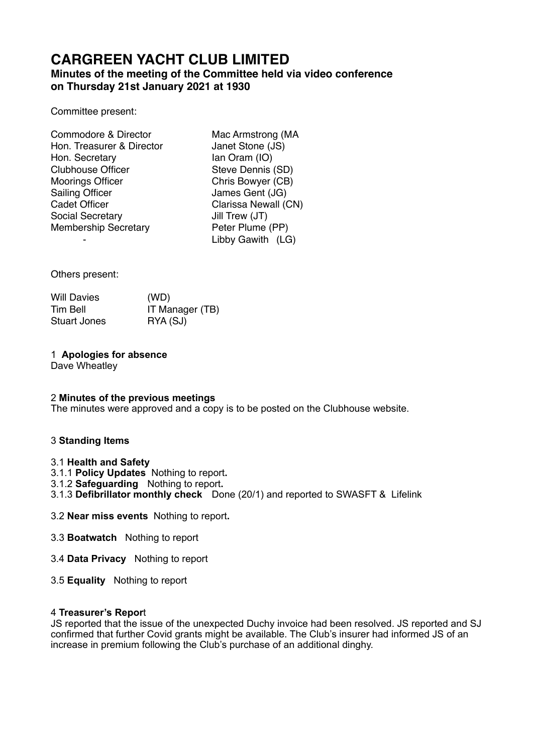# CARGREEN YACHT CLUB LIMITED

**Minutes of the meeting of the Committee held via video conference on Thursday 21st January 2021 at 1930**

Committee present:

| | |
|---|---|
| Commodore & Director | Mac Armstrong (MA |
| Hon. Treasurer & Director | Janet Stone (JS) |
| Hon. Secretary | Ian Oram (IO) |
| Clubhouse Officer | Steve Dennis (SD) |
| Moorings Officer | Chris Bowyer (CB) |
| Sailing Officer | James Gent (JG) |
| Cadet Officer | Clarissa Newall (CN) |
| Social Secretary | Jill Trew (JT) |
| Membership Secretary | Peter Plume (PP) |
| - | Libby Gawith (LG) |

Others present:

| | |
|---|---|
| Will Davies | (WD) |
| Tim Bell | IT Manager (TB) |
| Stuart Jones | RYA (SJ) |

1 **Apologies for absence**
Dave Wheatley

2 **Minutes of the previous meetings**
The minutes were approved and a copy is to be posted on the Clubhouse website.

3 **Standing Items**

3.1 **Health and Safety**
3.1.1 **Policy Updates** Nothing to report**.**
3.1.2 **Safeguarding** Nothing to report**.**
3.1.3 **Defibrillator monthly check** Done (20/1) and reported to SWASFT & Lifelink

3.2 **Near miss events** Nothing to report**.**

3.3 **Boatwatch** Nothing to report

3.4 **Data Privacy** Nothing to report

3.5 **Equality** Nothing to report

4 **Treasurer's Repor**t
JS reported that the issue of the unexpected Duchy invoice had been resolved. JS reported and SJ confirmed that further Covid grants might be available. The Club's insurer had informed JS of an increase in premium following the Club's purchase of an additional dinghy.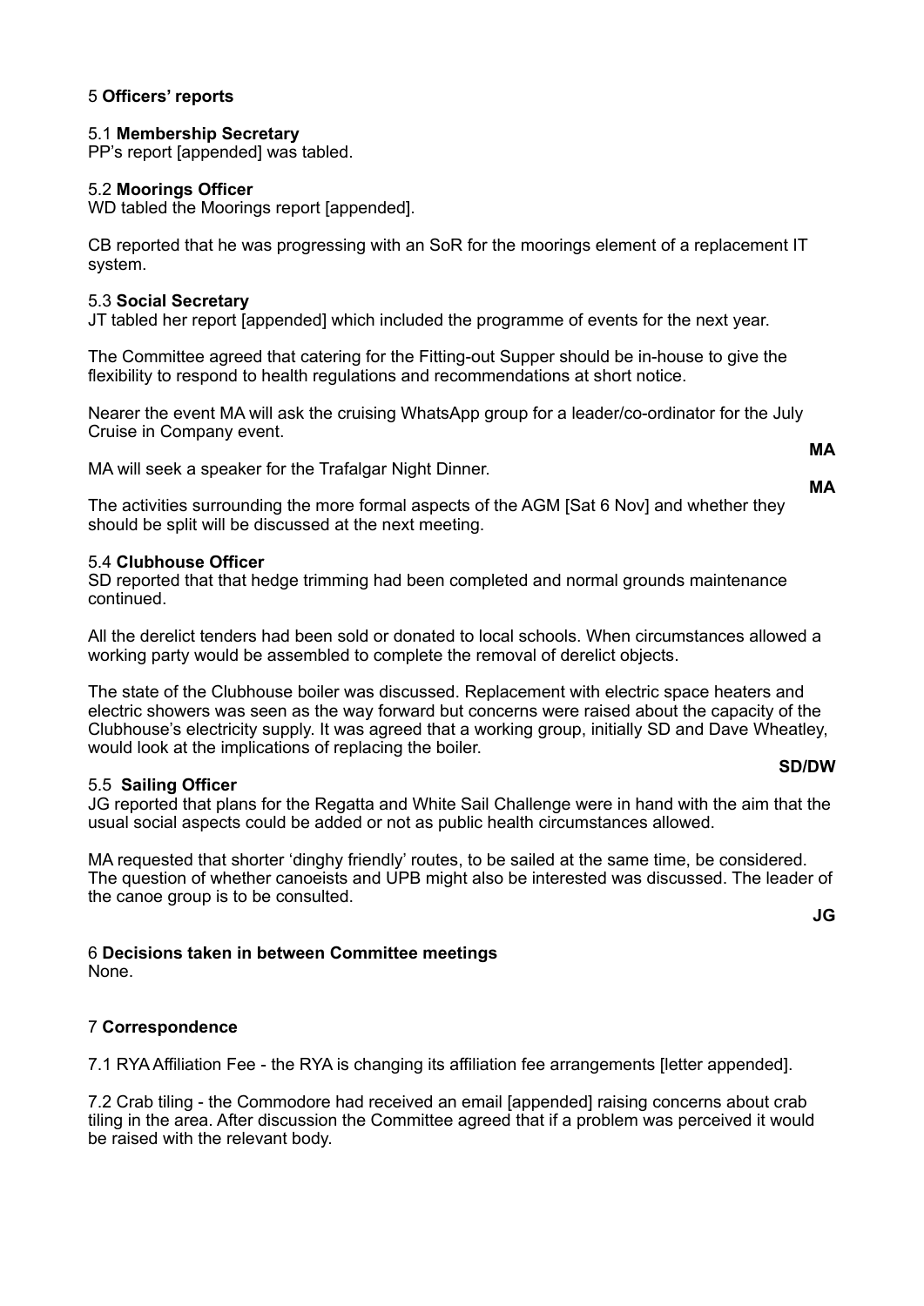## 5 **Officers' reports**

### 5.1 **Membership Secretary**

PP's report [appended] was tabled.

### 5.2 **Moorings Officer**

WD tabled the Moorings report [appended].

CB reported that he was progressing with an SoR for the moorings element of a replacement IT system.

### 5.3 **Social Secretary**

JT tabled her report [appended] which included the programme of events for the next year.

The Committee agreed that catering for the Fitting-out Supper should be in-house to give the flexibility to respond to health regulations and recommendations at short notice.

Nearer the event MA will ask the cruising WhatsApp group for a leader/co-ordinator for the July Cruise in Company event.

**MA**

MA will seek a speaker for the Trafalgar Night Dinner.

**MA**

The activities surrounding the more formal aspects of the AGM [Sat 6 Nov] and whether they should be split will be discussed at the next meeting.

### 5.4 **Clubhouse Officer**

SD reported that that hedge trimming had been completed and normal grounds maintenance continued.

All the derelict tenders had been sold or donated to local schools. When circumstances allowed a working party would be assembled to complete the removal of derelict objects.

The state of the Clubhouse boiler was discussed. Replacement with electric space heaters and electric showers was seen as the way forward but concerns were raised about the capacity of the Clubhouse's electricity supply. It was agreed that a working group, initially SD and Dave Wheatley, would look at the implications of replacing the boiler.

**SD/DW**

### 5.5 **Sailing Officer**

JG reported that plans for the Regatta and White Sail Challenge were in hand with the aim that the usual social aspects could be added or not as public health circumstances allowed.

MA requested that shorter 'dinghy friendly' routes, to be sailed at the same time, be considered. The question of whether canoeists and UPB might also be interested was discussed. The leader of the canoe group is to be consulted.

**JG**

## 6 **Decisions taken in between Committee meetings**

None.

## 7 **Correspondence**

7.1 RYA Affiliation Fee - the RYA is changing its affiliation fee arrangements [letter appended].

7.2 Crab tiling - the Commodore had received an email [appended] raising concerns about crab tiling in the area. After discussion the Committee agreed that if a problem was perceived it would be raised with the relevant body.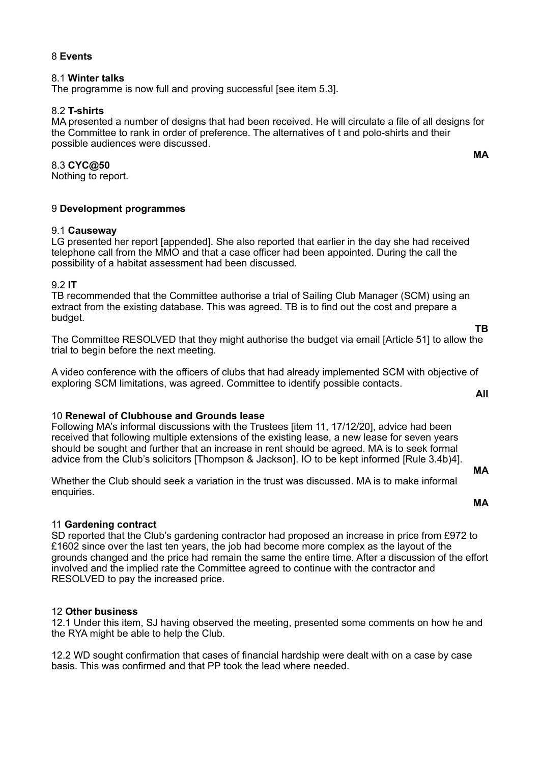## 8 **Events**

### 8.1 **Winter talks**

The programme is now full and proving successful [see item 5.3].

### 8.2 **T-shirts**

MA presented a number of designs that had been received. He will circulate a file of all designs for the Committee to rank in order of preference. The alternatives of t and polo-shirts and their possible audiences were discussed.

**MA**

### 8.3 **CYC@50**

Nothing to report.

## 9 **Development programmes**

### 9.1 **Causeway**

LG presented her report [appended]. She also reported that earlier in the day she had received telephone call from the MMO and that a case officer had been appointed. During the call the possibility of a habitat assessment had been discussed.

### 9.2 **IT**

TB recommended that the Committee authorise a trial of Sailing Club Manager (SCM) using an extract from the existing database. This was agreed. TB is to find out the cost and prepare a budget.

**TB**

The Committee RESOLVED that they might authorise the budget via email [Article 51] to allow the trial to begin before the next meeting.

A video conference with the officers of clubs that had already implemented SCM with objective of exploring SCM limitations, was agreed. Committee to identify possible contacts.

**All**

## 10 **Renewal of Clubhouse and Grounds lease**

Following MA's informal discussions with the Trustees [item 11, 17/12/20], advice had been received that following multiple extensions of the existing lease, a new lease for seven years should be sought and further that an increase in rent should be agreed. MA is to seek formal advice from the Club's solicitors [Thompson & Jackson]. IO to be kept informed [Rule 3.4b)4].

**MA**

Whether the Club should seek a variation in the trust was discussed. MA is to make informal enquiries.

**MA**

## 11 **Gardening contract**

SD reported that the Club's gardening contractor had proposed an increase in price from £972 to £1602 since over the last ten years, the job had become more complex as the layout of the grounds changed and the price had remain the same the entire time. After a discussion of the effort involved and the implied rate the Committee agreed to continue with the contractor and RESOLVED to pay the increased price.

## 12 **Other business**

12.1 Under this item, SJ having observed the meeting, presented some comments on how he and the RYA might be able to help the Club.

12.2 WD sought confirmation that cases of financial hardship were dealt with on a case by case basis. This was confirmed and that PP took the lead where needed.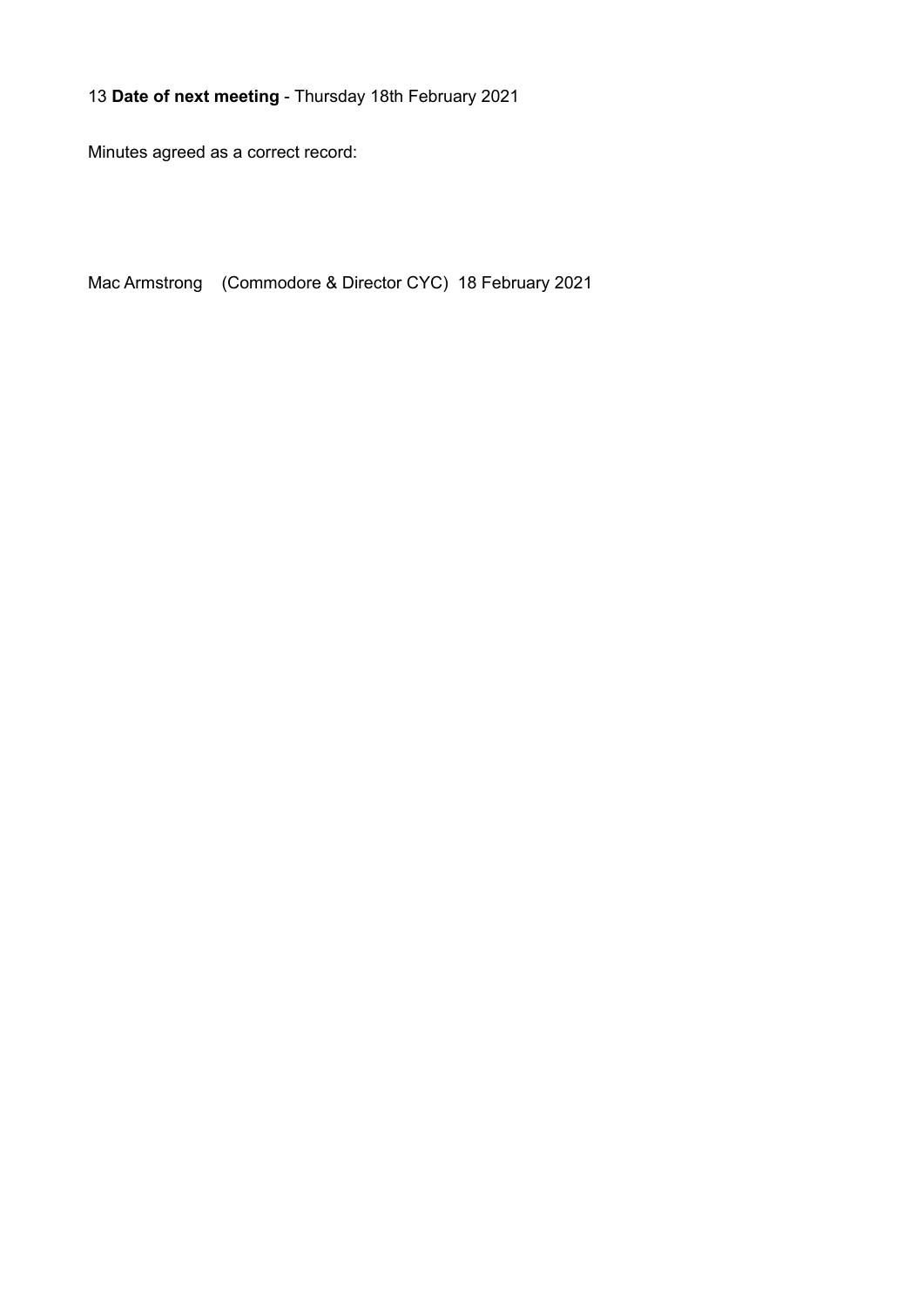13 **Date of next meeting** - Thursday 18th February 2021

Minutes agreed as a correct record:

Mac Armstrong (Commodore & Director CYC) 18 February 2021